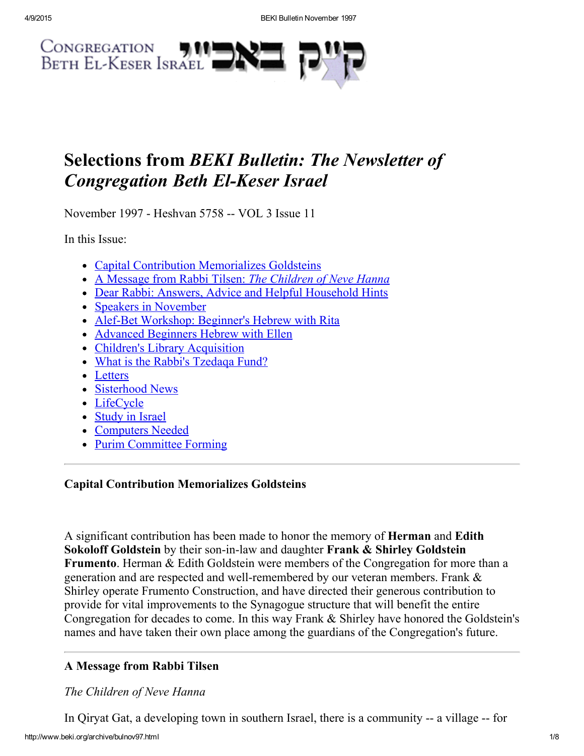Congregation Beth El-Keser Israel קי״ק באבי״י

# Selections from *BEKI Bulletin: The Newsletter of Congregation Beth El-Keser Israel*

November 1997 - Heshvan 5758 -- VOL 3 Issue 11

In this Issue:

- Capital Contribution Memorializes Goldsteins
- A Message from Rabbi Tilsen: *The Children of Neve Hanna*
- Dear Rabbi: Answers, Advice and Helpful Household Hints
- Speakers in November
- Alef-Bet Workshop: Beginner's Hebrew with Rita
- Advanced Beginners Hebrew with Ellen
- Children's Library Acquisition
- What is the Rabbi's Tzedaqa Fund?
- Letters
- Sisterhood News
- LifeCycle
- Study in Israel
- Computers Needed
- Purim Committee Forming

---

### Capital Contribution Memorializes Goldsteins

A significant contribution has been made to honor the memory of **Herman** and **Edith Sokoloff Goldstein** by their son-in-law and daughter **Frank & Shirley Goldstein Frumento**. Herman & Edith Goldstein were members of the Congregation for more than a generation and are respected and well-remembered by our veteran members. Frank & Shirley operate Frumento Construction, and have directed their generous contribution to provide for vital improvements to the Synagogue structure that will benefit the entire Congregation for decades to come. In this way Frank & Shirley have honored the Goldstein's names and have taken their own place among the guardians of the Congregation's future.

---

### A Message from Rabbi Tilsen

*The Children of Neve Hanna*

In Qiryat Gat, a developing town in southern Israel, there is a community -- a village -- for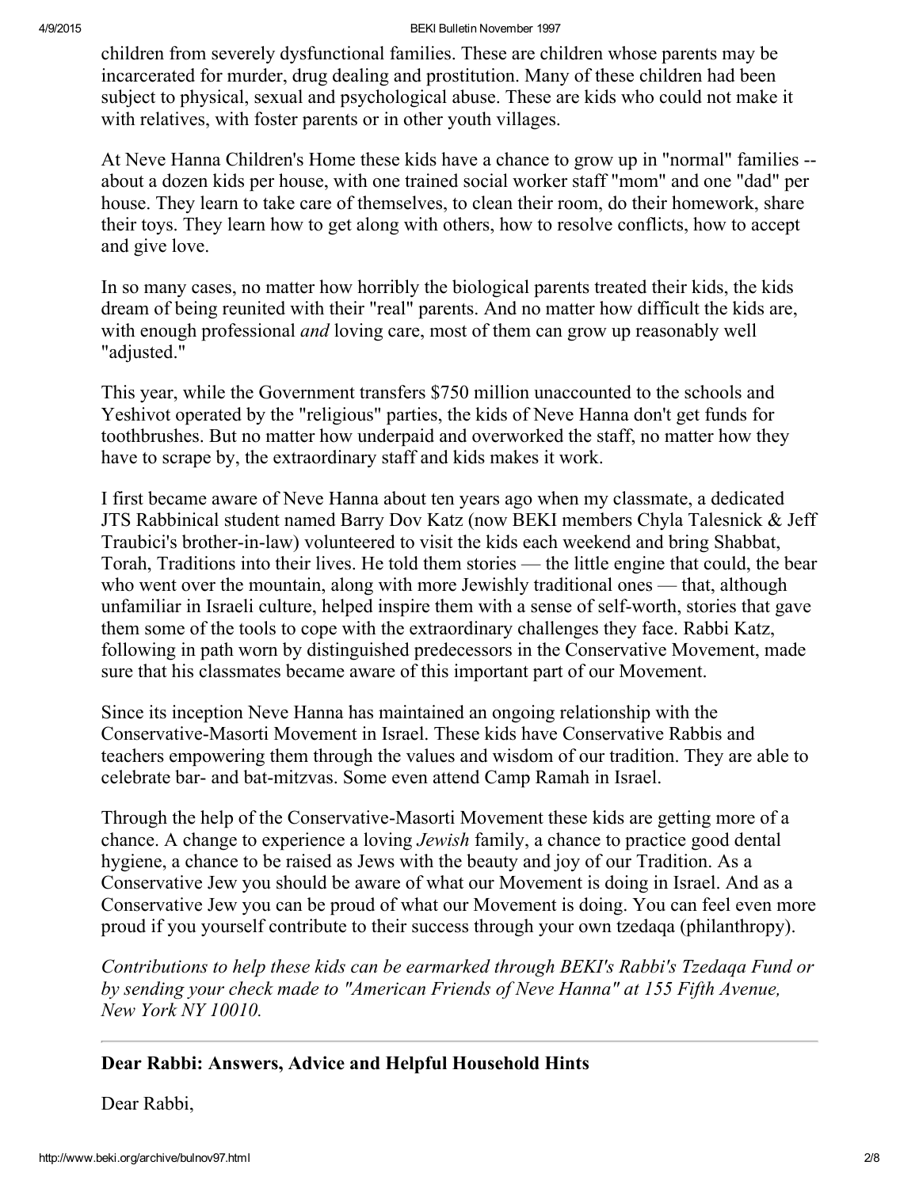children from severely dysfunctional families. These are children whose parents may be incarcerated for murder, drug dealing and prostitution. Many of these children had been subject to physical, sexual and psychological abuse. These are kids who could not make it with relatives, with foster parents or in other youth villages.

At Neve Hanna Children's Home these kids have a chance to grow up in "normal" families -- about a dozen kids per house, with one trained social worker staff "mom" and one "dad" per house. They learn to take care of themselves, to clean their room, do their homework, share their toys. They learn how to get along with others, how to resolve conflicts, how to accept and give love.

In so many cases, no matter how horribly the biological parents treated their kids, the kids dream of being reunited with their "real" parents. And no matter how difficult the kids are, with enough professional *and* loving care, most of them can grow up reasonably well "adjusted."

This year, while the Government transfers $750 million unaccounted to the schools and Yeshivot operated by the "religious" parties, the kids of Neve Hanna don't get funds for toothbrushes. But no matter how underpaid and overworked the staff, no matter how they have to scrape by, the extraordinary staff and kids makes it work.

I first became aware of Neve Hanna about ten years ago when my classmate, a dedicated JTS Rabbinical student named Barry Dov Katz (now BEKI members Chyla Talesnick & Jeff Traubici's brother-in-law) volunteered to visit the kids each weekend and bring Shabbat, Torah, Traditions into their lives. He told them stories — the little engine that could, the bear who went over the mountain, along with more Jewishly traditional ones — that, although unfamiliar in Israeli culture, helped inspire them with a sense of self-worth, stories that gave them some of the tools to cope with the extraordinary challenges they face. Rabbi Katz, following in path worn by distinguished predecessors in the Conservative Movement, made sure that his classmates became aware of this important part of our Movement.

Since its inception Neve Hanna has maintained an ongoing relationship with the Conservative-Masorti Movement in Israel. These kids have Conservative Rabbis and teachers empowering them through the values and wisdom of our tradition. They are able to celebrate bar- and bat-mitzvas. Some even attend Camp Ramah in Israel.

Through the help of the Conservative-Masorti Movement these kids are getting more of a chance. A change to experience a loving *Jewish* family, a chance to practice good dental hygiene, a chance to be raised as Jews with the beauty and joy of our Tradition. As a Conservative Jew you should be aware of what our Movement is doing in Israel. And as a Conservative Jew you can be proud of what our Movement is doing. You can feel even more proud if you yourself contribute to their success through your own tzedaqa (philanthropy).

*Contributions to help these kids can be earmarked through BEKI's Rabbi's Tzedaqa Fund or by sending your check made to "American Friends of Neve Hanna" at 155 Fifth Avenue, New York NY 10010.*

---

### Dear Rabbi: Answers, Advice and Helpful Household Hints

Dear Rabbi,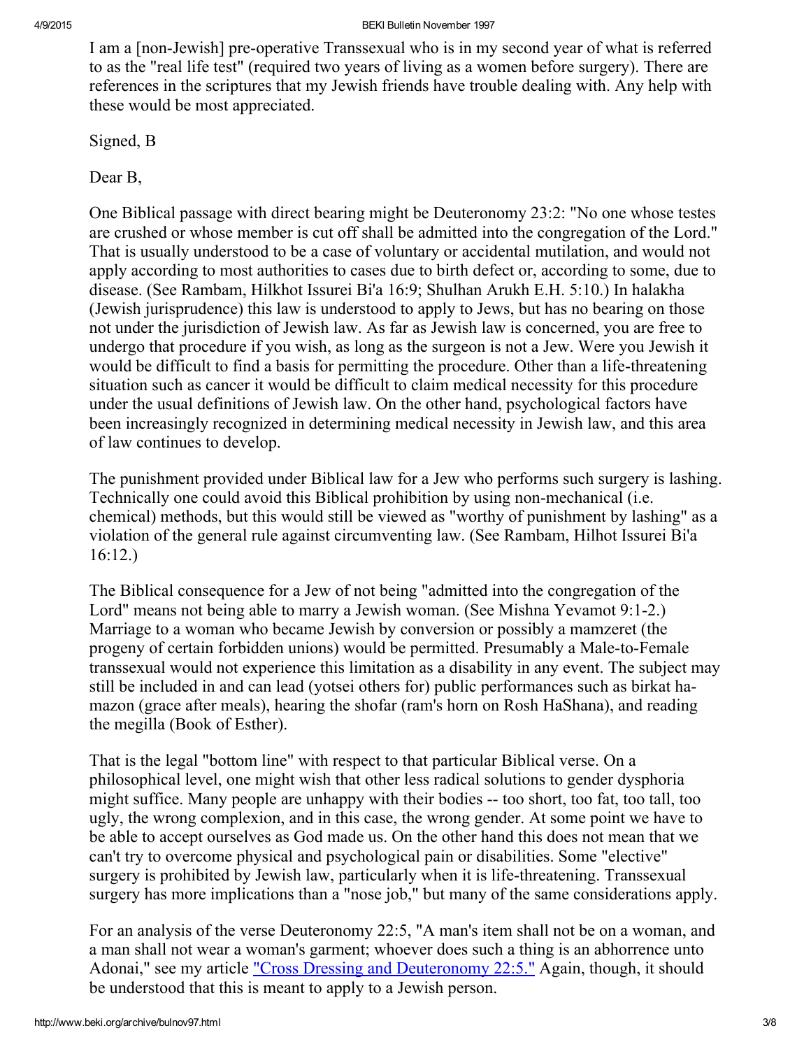I am a [non-Jewish] pre-operative Transsexual who is in my second year of what is referred to as the "real life test" (required two years of living as a women before surgery). There are references in the scriptures that my Jewish friends have trouble dealing with. Any help with these would be most appreciated.

Signed, B

Dear B,

One Biblical passage with direct bearing might be Deuteronomy 23:2: "No one whose testes are crushed or whose member is cut off shall be admitted into the congregation of the Lord." That is usually understood to be a case of voluntary or accidental mutilation, and would not apply according to most authorities to cases due to birth defect or, according to some, due to disease. (See Rambam, Hilkhot Issurei Bi'a 16:9; Shulhan Arukh E.H. 5:10.) In halakha (Jewish jurisprudence) this law is understood to apply to Jews, but has no bearing on those not under the jurisdiction of Jewish law. As far as Jewish law is concerned, you are free to undergo that procedure if you wish, as long as the surgeon is not a Jew. Were you Jewish it would be difficult to find a basis for permitting the procedure. Other than a life-threatening situation such as cancer it would be difficult to claim medical necessity for this procedure under the usual definitions of Jewish law. On the other hand, psychological factors have been increasingly recognized in determining medical necessity in Jewish law, and this area of law continues to develop.

The punishment provided under Biblical law for a Jew who performs such surgery is lashing. Technically one could avoid this Biblical prohibition by using non-mechanical (i.e. chemical) methods, but this would still be viewed as "worthy of punishment by lashing" as a violation of the general rule against circumventing law. (See Rambam, Hilhot Issurei Bi'a 16:12.)

The Biblical consequence for a Jew of not being "admitted into the congregation of the Lord" means not being able to marry a Jewish woman. (See Mishna Yevamot 9:1-2.) Marriage to a woman who became Jewish by conversion or possibly a mamzeret (the progeny of certain forbidden unions) would be permitted. Presumably a Male-to-Female transsexual would not experience this limitation as a disability in any event. The subject may still be included in and can lead (yotsei others for) public performances such as birkat ha-mazon (grace after meals), hearing the shofar (ram's horn on Rosh HaShana), and reading the megilla (Book of Esther).

That is the legal "bottom line" with respect to that particular Biblical verse. On a philosophical level, one might wish that other less radical solutions to gender dysphoria might suffice. Many people are unhappy with their bodies -- too short, too fat, too tall, too ugly, the wrong complexion, and in this case, the wrong gender. At some point we have to be able to accept ourselves as God made us. On the other hand this does not mean that we can't try to overcome physical and psychological pain or disabilities. Some "elective" surgery is prohibited by Jewish law, particularly when it is life-threatening. Transsexual surgery has more implications than a "nose job," but many of the same considerations apply.

For an analysis of the verse Deuteronomy 22:5, "A man's item shall not be on a woman, and a man shall not wear a woman's garment; whoever does such a thing is an abhorrence unto Adonai," see my article ["Cross Dressing and Deuteronomy 22:5."] Again, though, it should be understood that this is meant to apply to a Jewish person.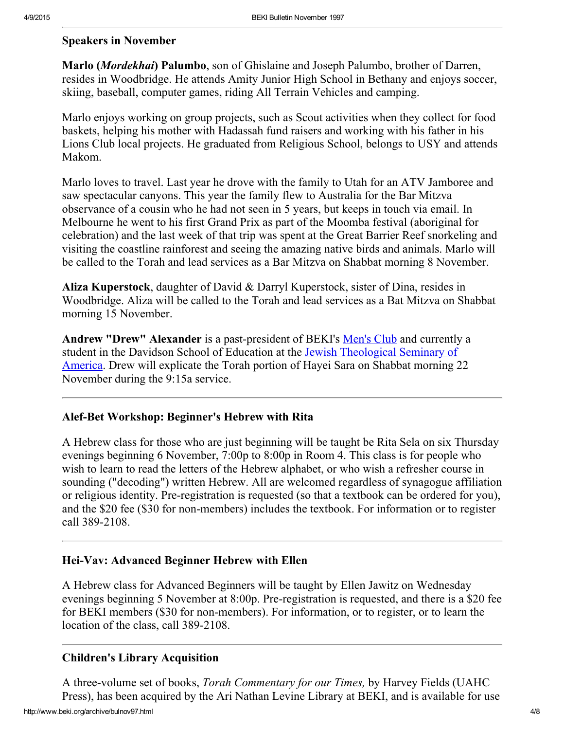### Speakers in November

**Marlo (*Mordekhai*) Palumbo**, son of Ghislaine and Joseph Palumbo, brother of Darren, resides in Woodbridge. He attends Amity Junior High School in Bethany and enjoys soccer, skiing, baseball, computer games, riding All Terrain Vehicles and camping.

Marlo enjoys working on group projects, such as Scout activities when they collect for food baskets, helping his mother with Hadassah fund raisers and working with his father in his Lions Club local projects. He graduated from Religious School, belongs to USY and attends Makom.

Marlo loves to travel. Last year he drove with the family to Utah for an ATV Jamboree and saw spectacular canyons. This year the family flew to Australia for the Bar Mitzva observance of a cousin who he had not seen in 5 years, but keeps in touch via email. In Melbourne he went to his first Grand Prix as part of the Moomba festival (aboriginal for celebration) and the last week of that trip was spent at the Great Barrier Reef snorkeling and visiting the coastline rainforest and seeing the amazing native birds and animals. Marlo will be called to the Torah and lead services as a Bar Mitzva on Shabbat morning 8 November.

**Aliza Kuperstock**, daughter of David & Darryl Kuperstock, sister of Dina, resides in Woodbridge. Aliza will be called to the Torah and lead services as a Bat Mitzva on Shabbat morning 15 November.

**Andrew "Drew" Alexander** is a past-president of BEKI's Men's Club and currently a student in the Davidson School of Education at the Jewish Theological Seminary of America. Drew will explicate the Torah portion of Hayei Sara on Shabbat morning 22 November during the 9:15a service.

---

### Alef-Bet Workshop: Beginner's Hebrew with Rita

A Hebrew class for those who are just beginning will be taught be Rita Sela on six Thursday evenings beginning 6 November, 7:00p to 8:00p in Room 4. This class is for people who wish to learn to read the letters of the Hebrew alphabet, or who wish a refresher course in sounding ("decoding") written Hebrew. All are welcomed regardless of synagogue affiliation or religious identity. Pre-registration is requested (so that a textbook can be ordered for you), and the $20 fee ($30 for non-members) includes the textbook. For information or to register call 389-2108.

---

### Hei-Vav: Advanced Beginner Hebrew with Ellen

A Hebrew class for Advanced Beginners will be taught by Ellen Jawitz on Wednesday evenings beginning 5 November at 8:00p. Pre-registration is requested, and there is a $20 fee for BEKI members ($30 for non-members). For information, or to register, or to learn the location of the class, call 389-2108.

---

### Children's Library Acquisition

A three-volume set of books, *Torah Commentary for our Times,* by Harvey Fields (UAHC Press), has been acquired by the Ari Nathan Levine Library at BEKI, and is available for use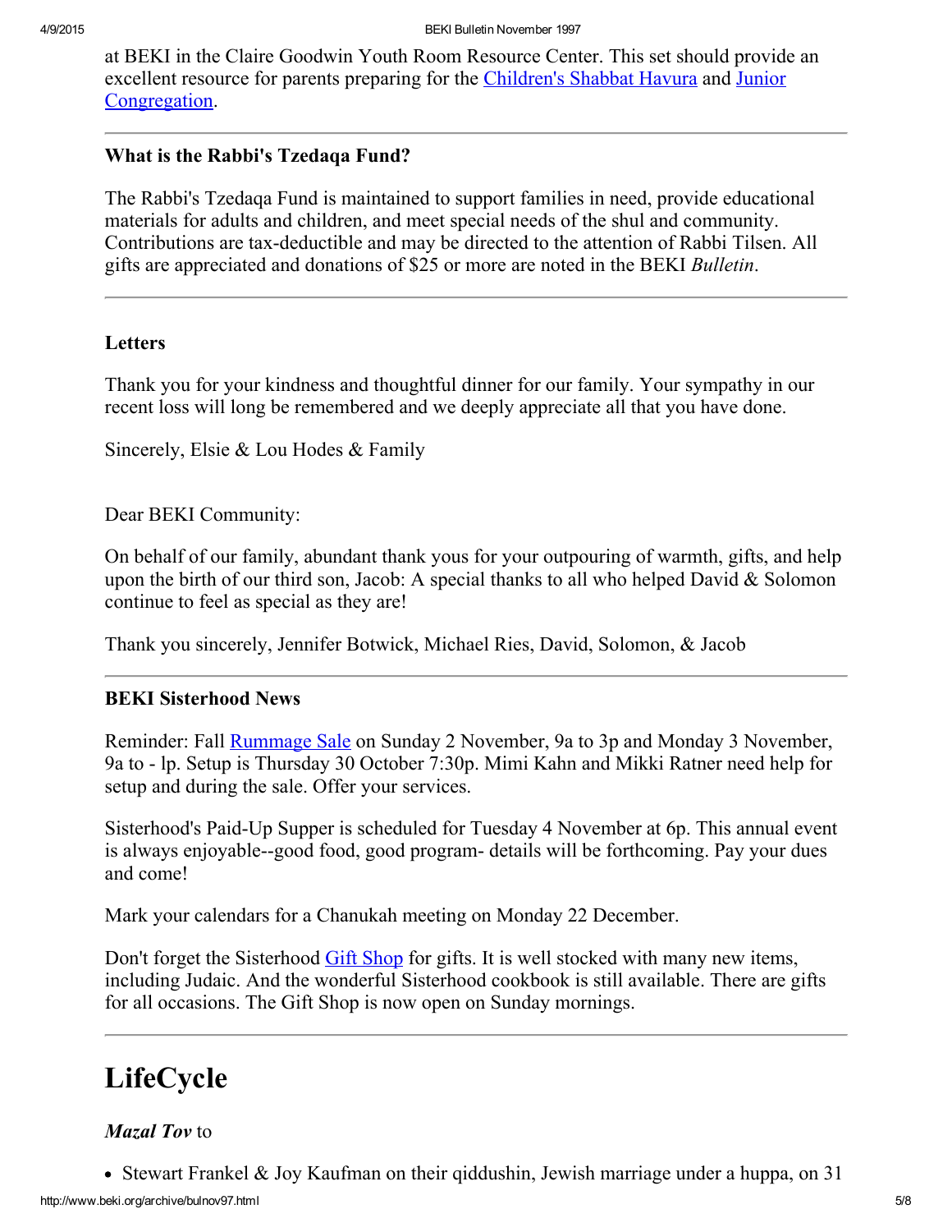at BEKI in the Claire Goodwin Youth Room Resource Center. This set should provide an excellent resource for parents preparing for the Children's Shabbat Havura and Junior Congregation.

---

**What is the Rabbi's Tzedaqa Fund?**

The Rabbi's Tzedaqa Fund is maintained to support families in need, provide educational materials for adults and children, and meet special needs of the shul and community. Contributions are tax-deductible and may be directed to the attention of Rabbi Tilsen. All gifts are appreciated and donations of $25 or more are noted in the BEKI *Bulletin*.

---

**Letters**

Thank you for your kindness and thoughtful dinner for our family. Your sympathy in our recent loss will long be remembered and we deeply appreciate all that you have done.

Sincerely, Elsie & Lou Hodes & Family

Dear BEKI Community:

On behalf of our family, abundant thank yous for your outpouring of warmth, gifts, and help upon the birth of our third son, Jacob: A special thanks to all who helped David & Solomon continue to feel as special as they are!

Thank you sincerely, Jennifer Botwick, Michael Ries, David, Solomon, & Jacob

---

**BEKI Sisterhood News**

Reminder: Fall Rummage Sale on Sunday 2 November, 9a to 3p and Monday 3 November, 9a to - lp. Setup is Thursday 30 October 7:30p. Mimi Kahn and Mikki Ratner need help for setup and during the sale. Offer your services.

Sisterhood's Paid-Up Supper is scheduled for Tuesday 4 November at 6p. This annual event is always enjoyable--good food, good program- details will be forthcoming. Pay your dues and come!

Mark your calendars for a Chanukah meeting on Monday 22 December.

Don't forget the Sisterhood Gift Shop for gifts. It is well stocked with many new items, including Judaic. And the wonderful Sisterhood cookbook is still available. There are gifts for all occasions. The Gift Shop is now open on Sunday mornings.

---

# LifeCycle

***Mazal Tov*** to

- Stewart Frankel & Joy Kaufman on their qiddushin, Jewish marriage under a huppa, on 31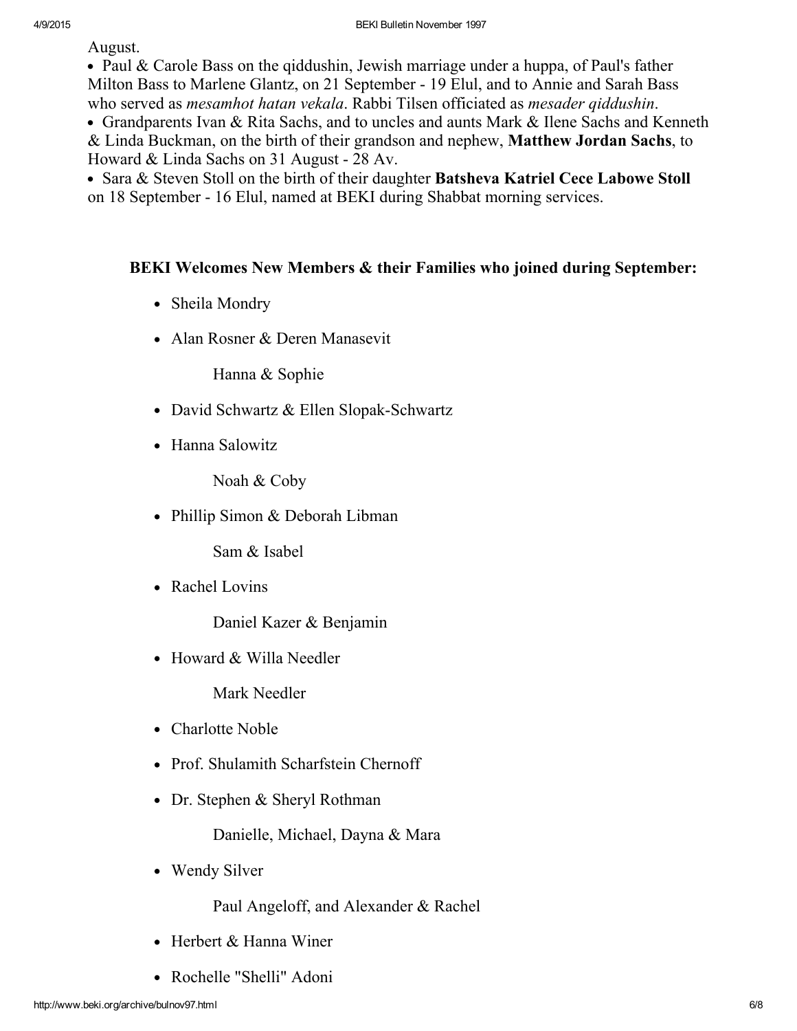August.

- Paul & Carole Bass on the qiddushin, Jewish marriage under a huppa, of Paul's father Milton Bass to Marlene Glantz, on 21 September - 19 Elul, and to Annie and Sarah Bass who served as *mesamhot hatan vekala*. Rabbi Tilsen officiated as *mesader qiddushin*.
- Grandparents Ivan & Rita Sachs, and to uncles and aunts Mark & Ilene Sachs and Kenneth & Linda Buckman, on the birth of their grandson and nephew, **Matthew Jordan Sachs**, to Howard & Linda Sachs on 31 August - 28 Av.
- Sara & Steven Stoll on the birth of their daughter **Batsheva Katriel Cece Labowe Stoll** on 18 September - 16 Elul, named at BEKI during Shabbat morning services.

**BEKI Welcomes New Members & their Families who joined during September:**

- Sheila Mondry
- Alan Rosner & Deren Manasevit

  Hanna & Sophie
- David Schwartz & Ellen Slopak-Schwartz
- Hanna Salowitz

  Noah & Coby
- Phillip Simon & Deborah Libman

  Sam & Isabel
- Rachel Lovins

  Daniel Kazer & Benjamin
- Howard & Willa Needler

  Mark Needler
- Charlotte Noble
- Prof. Shulamith Scharfstein Chernoff
- Dr. Stephen & Sheryl Rothman

  Danielle, Michael, Dayna & Mara
- Wendy Silver

  Paul Angeloff, and Alexander & Rachel
- Herbert & Hanna Winer
- Rochelle "Shelli" Adoni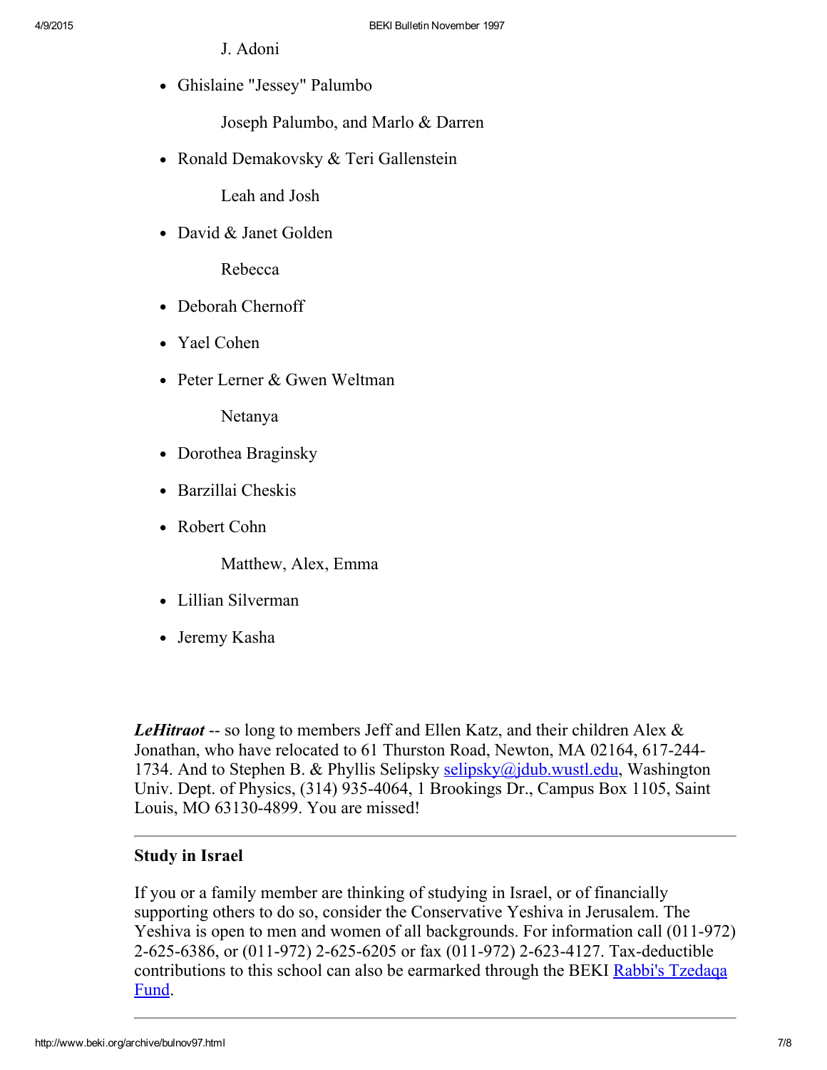J. Adoni

- Ghislaine "Jessey" Palumbo

  Joseph Palumbo, and Marlo & Darren

- Ronald Demakovsky & Teri Gallenstein

  Leah and Josh

- David & Janet Golden

  Rebecca

- Deborah Chernoff
- Yael Cohen
- Peter Lerner & Gwen Weltman

  Netanya

- Dorothea Braginsky
- Barzillai Cheskis
- Robert Cohn

  Matthew, Alex, Emma

- Lillian Silverman
- Jeremy Kasha

***LeHitraot*** -- so long to members Jeff and Ellen Katz, and their children Alex & Jonathan, who have relocated to 61 Thurston Road, Newton, MA 02164, 617-244-1734. And to Stephen B. & Phyllis Selipsky selipsky@jdub.wustl.edu, Washington Univ. Dept. of Physics, (314) 935-4064, 1 Brookings Dr., Campus Box 1105, Saint Louis, MO 63130-4899. You are missed!

---

**Study in Israel**

If you or a family member are thinking of studying in Israel, or of financially supporting others to do so, consider the Conservative Yeshiva in Jerusalem. The Yeshiva is open to men and women of all backgrounds. For information call (011-972) 2-625-6386, or (011-972) 2-625-6205 or fax (011-972) 2-623-4127. Tax-deductible contributions to this school can also be earmarked through the BEKI Rabbi's Tzedaqa Fund.

---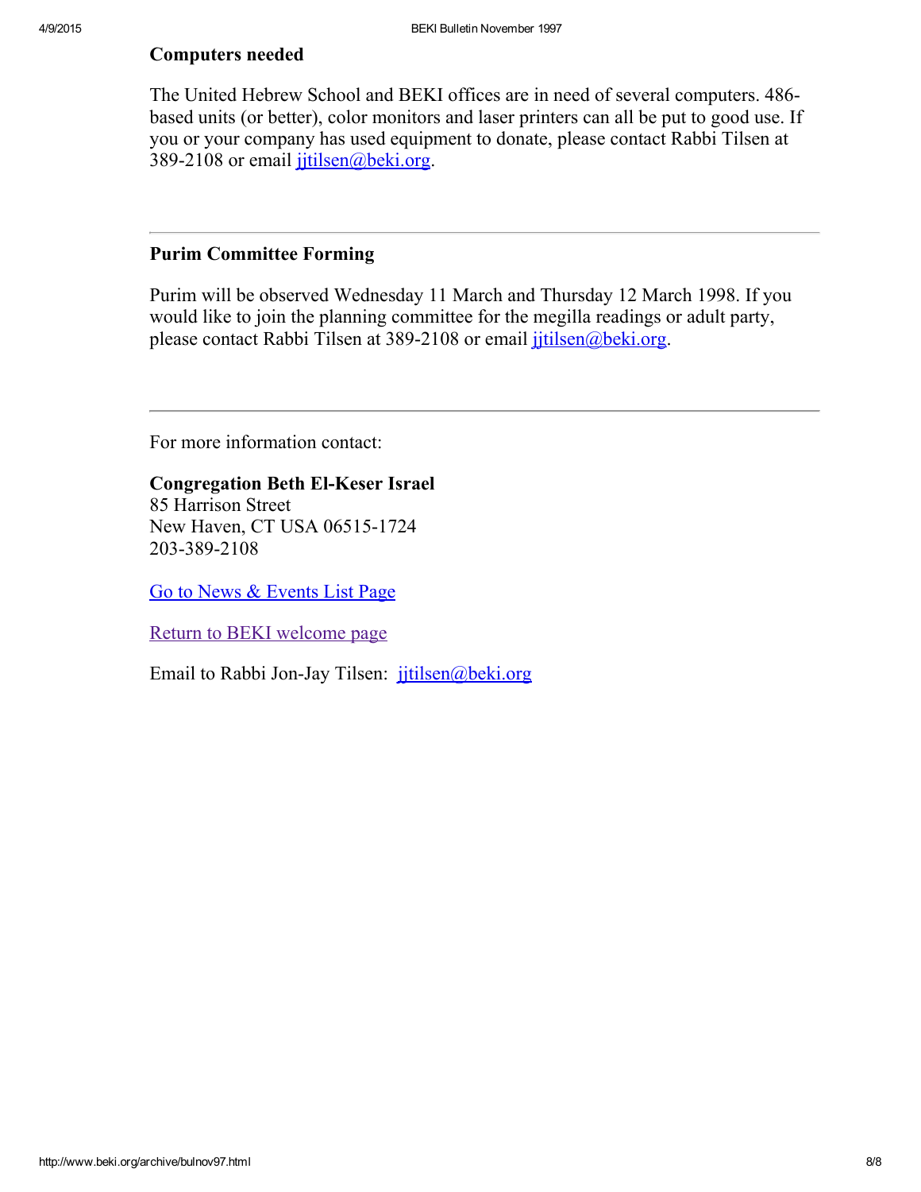### Computers needed

The United Hebrew School and BEKI offices are in need of several computers. 486-based units (or better), color monitors and laser printers can all be put to good use. If you or your company has used equipment to donate, please contact Rabbi Tilsen at 389-2108 or email jjtilsen@beki.org.

---

### Purim Committee Forming

Purim will be observed Wednesday 11 March and Thursday 12 March 1998. If you would like to join the planning committee for the megilla readings or adult party, please contact Rabbi Tilsen at 389-2108 or email jjtilsen@beki.org.

---

For more information contact:

**Congregation Beth El-Keser Israel**
85 Harrison Street
New Haven, CT USA 06515-1724
203-389-2108

Go to News & Events List Page

Return to BEKI welcome page

Email to Rabbi Jon-Jay Tilsen: jjtilsen@beki.org